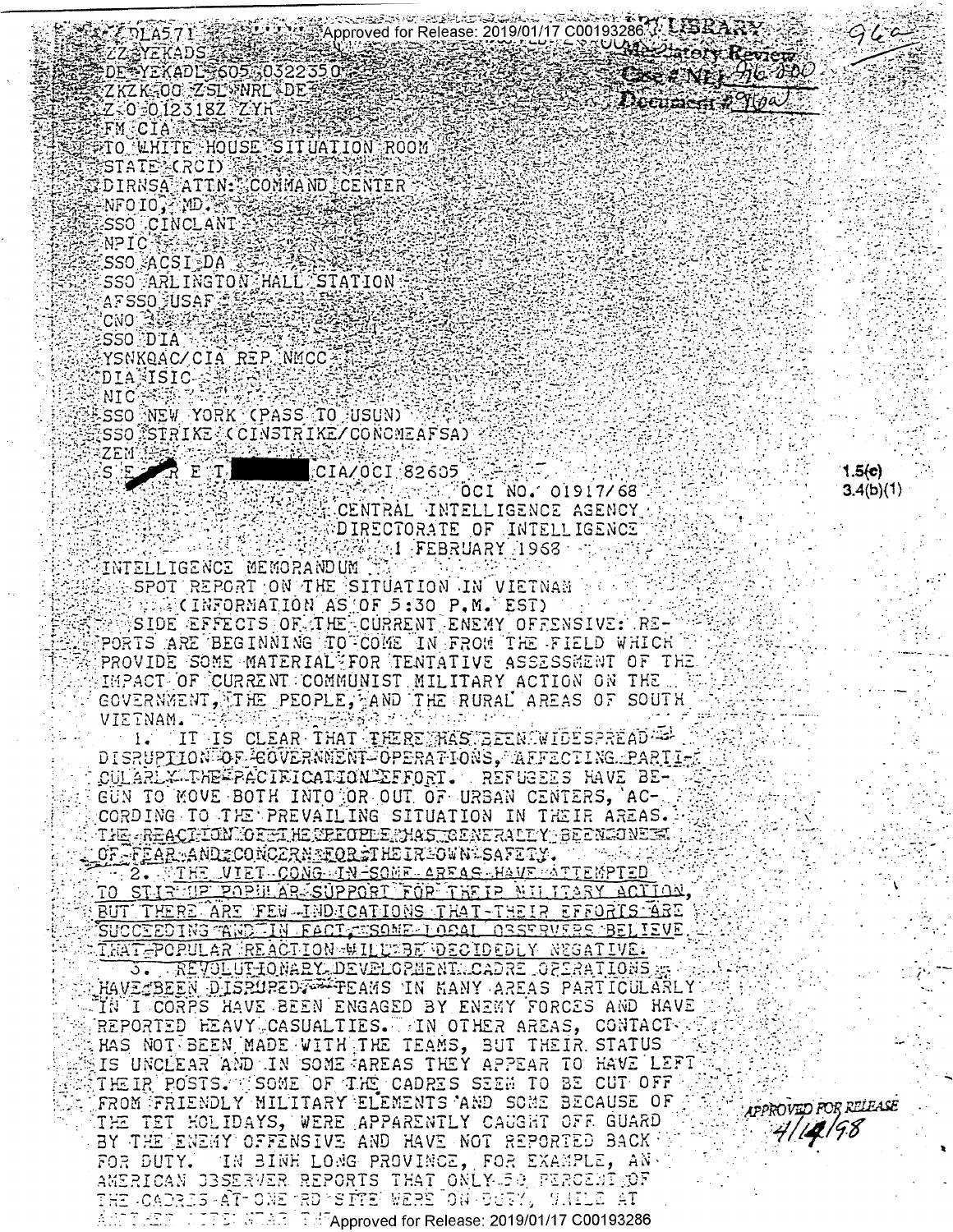Approved for Release: 2019/01/17 C00193286

ZDLA571
ZZ YEKADS
DE YEKADL 605 0322350
ZKZK OO ZSL NRL DE
Z O 012318Z ZYH
FM CIA
TO WHITE HOUSE SITUATION ROOM
STATE (RCI)
DIRNSA ATTN: COMMAND CENTER
NFOIO, MD.
SSO CINCLANT
NPIC
SSO ACSI DA
SSO ARLINGTON HALL STATION
AFSSO USAF
CNO
SSO DIA
YSNKQAC/CIA REP NMCC
DIA ISIC
NIC
SSO NEW YORK (PASS TO USUN)
SSO STRIKE (CINSTRIKE/CONCMEAFSA)
ZEM

LBJ LIBRARY
Mandatory Review
Case # NLJ 96-200
Document # 96a

S E C R E T [REDACTED] CIA/OCI 82605

1.5(c)
3.4(b)(1)

OCI NO. 01917/68

CENTRAL INTELLIGENCE AGENCY
DIRECTORATE OF INTELLIGENCE
1 FEBRUARY 1968

INTELLIGENCE MEMORANDUM

SPOT REPORT ON THE SITUATION IN VIETNAM
(INFORMATION AS OF 5:30 P.M. EST)

SIDE EFFECTS OF THE CURRENT ENEMY OFFENSIVE: REPORTS ARE BEGINNING TO COME IN FROM THE FIELD WHICH PROVIDE SOME MATERIAL FOR TENTATIVE ASSESSMENT OF THE IMPACT OF CURRENT COMMUNIST MILITARY ACTION ON THE GOVERNMENT, THE PEOPLE, AND THE RURAL AREAS OF SOUTH VIETNAM.

1. IT IS CLEAR THAT THERE HAS BEEN WIDESPREAD DISRUPTION OF GOVERNMENT OPERATIONS, AFFECTING PARTICULARLY THE PACIFICATION EFFORT. REFUGEES HAVE BEGUN TO MOVE BOTH INTO OR OUT OF URBAN CENTERS, ACCORDING TO THE PREVAILING SITUATION IN THEIR AREAS. THE REACTION OF THE PEOPLE HAS GENERALLY BEEN ONE OF FEAR AND CONCERN FOR THEIR OWN SAFETY.

2. THE VIET CONG IN SOME AREAS HAVE ATTEMPTED TO STIR UP POPULAR SUPPORT FOR THEIR MILITARY ACTION, BUT THERE ARE FEW INDICATIONS THAT THEIR EFFORTS ARE SUCCEEDING AND IN FACT, SOME LOCAL OBSERVERS BELIEVE THAT POPULAR REACTION WILL BE DECIDEDLY NEGATIVE.

3. REVOLUTIONARY DEVELOPMENT CADRE OPERATIONS HAVE BEEN DISRUPTED. TEAMS IN MANY AREAS PARTICULARLY IN I CORPS HAVE BEEN ENGAGED BY ENEMY FORCES AND HAVE REPORTED HEAVY CASUALTIES. IN OTHER AREAS, CONTACT HAS NOT BEEN MADE WITH THE TEAMS, BUT THEIR STATUS IS UNCLEAR AND IN SOME AREAS THEY APPEAR TO HAVE LEFT THEIR POSTS. SOME OF THE CADRES SEEM TO BE CUT OFF FROM FRIENDLY MILITARY ELEMENTS AND SOME BECAUSE OF THE TET HOLIDAYS, WERE APPARENTLY CAUGHT OFF GUARD BY THE ENEMY OFFENSIVE AND HAVE NOT REPORTED BACK FOR DUTY. IN BINH LONG PROVINCE, FOR EXAMPLE, AN AMERICAN OBSERVER REPORTS THAT ONLY 50 PERCENT OF THE CADRES AT ONE RD SITE WERE ON DUTY, WHILE AT ANOTHER SITE NEAR THE

APPROVED FOR RELEASE
4/14/98

Approved for Release: 2019/01/17 C00193286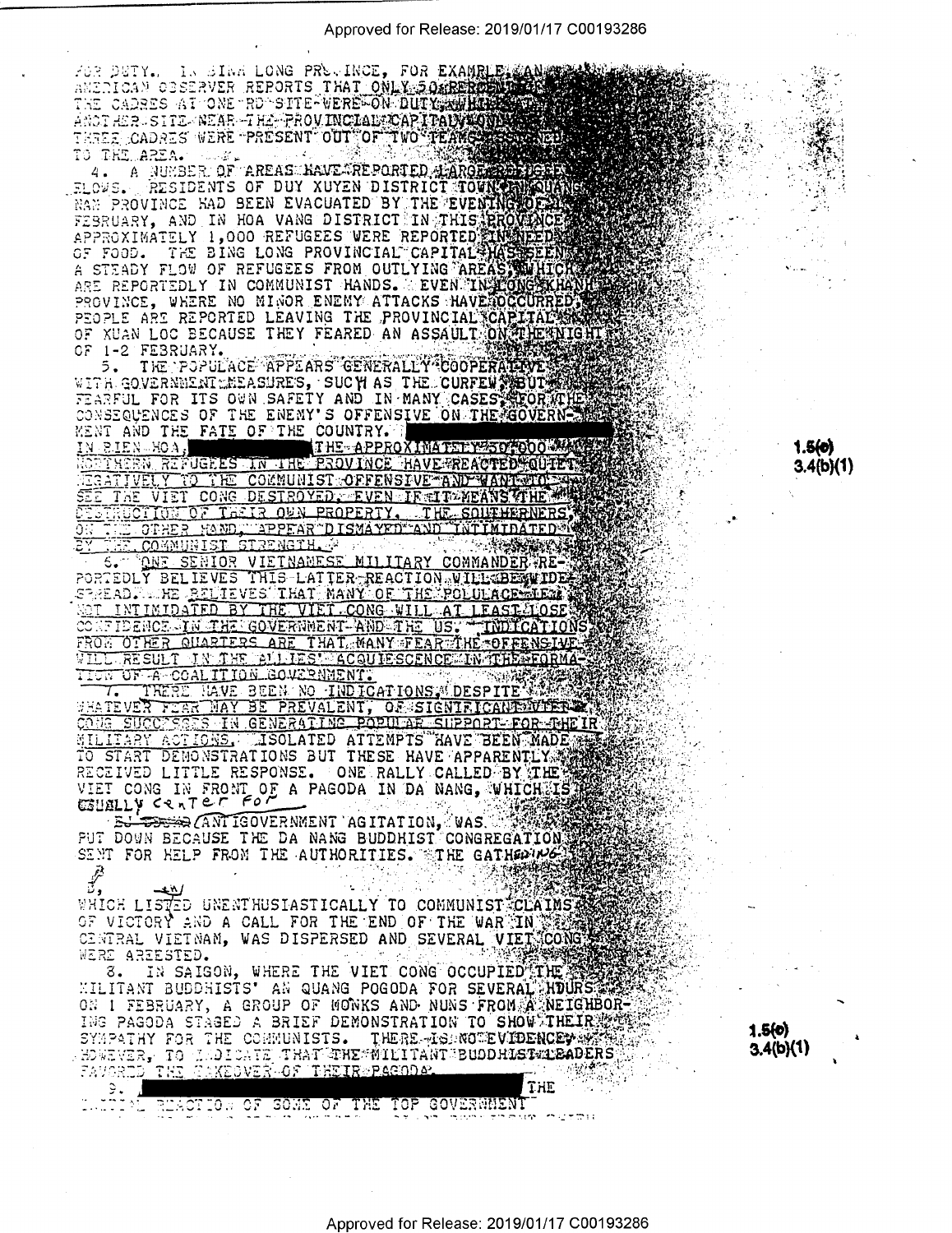FOR DUTY. IN BINH LONG PROVINCE, FOR EXAMPLE, AN AMERICAN OBSERVER REPORTS THAT ONLY 50 PERCENT OF THE CADRES AT ONE RD SITE WERE ON DUTY, WHILE AT ANOTHER SITE NEAR THE PROVINCIAL CAPITAL ONLY THREE CADRES WERE PRESENT OUT OF TWO TEAMS ASSIGNED TO THE AREA.

4. A NUMBER OF AREAS HAVE REPORTED LARGE REFUGEE FLOWS. RESIDENTS OF DUY XUYEN DISTRICT TOWN IN QUANG NAM PROVINCE HAD BEEN EVACUATED BY THE EVENING OF 4 FEBRUARY, AND IN HOA VANG DISTRICT IN THIS PROVINCE APPROXIMATELY 1,000 REFUGEES WERE REPORTED IN NEED OF FOOD. THE BINH LONG PROVINCIAL CAPITAL HAS SEEN A STEADY FLOW OF REFUGEES FROM OUTLYING AREAS, WHICH ARE REPORTEDLY IN COMMUNIST HANDS. EVEN IN LONG KHANH PROVINCE, WHERE NO MINOR ENEMY ATTACKS HAVE OCCURRED, PEOPLE ARE REPORTED LEAVING THE PROVINCIAL CAPITAL OF XUAN LOC BECAUSE THEY FEARED AN ASSAULT ON THE NIGHT OF 1-2 FEBRUARY.

5. THE POPULACE APPEARS GENERALLY COOPERATIVE WITH GOVERNMENT MEASURES, SUCH AS THE CURFEW, BUT FEARFUL FOR ITS OWN SAFETY AND IN MANY CASES FOR THE CONSEQUENCES OF THE ENEMY'S OFFENSIVE ON THE GOVERNMENT AND THE FATE OF THE COUNTRY. [REDACTED] IN BIEN HOA, [REDACTED] THE APPROXIMATELY 50,000 NORTHERN REFUGEES IN THE PROVINCE HAVE REACTED QUITE NEGATIVELY TO THE COMMUNIST OFFENSIVE AND WANT TO SEE THE VIET CONG DESTROYED, EVEN IF IT MEANS THE DESTRUCTION OF THEIR OWN PROPERTY. THE SOUTHERNERS, ON THE OTHER HAND, APPEAR DISMAYED AND INTIMIDATED BY THE COMMUNIST STRENGTH.

1.5(c)
3.4(b)(1)

6. ONE SENIOR VIETNAMESE MILITARY COMMANDER REPORTEDLY BELIEVES THIS LATTER REACTION WILL BE WIDESPREAD. HE BELIEVES THAT MANY OF THE POPULACE NOT INTIMIDATED BY THE VIET CONG WILL AT LEAST LOSE CONFIDENCE IN THE GOVERNMENT AND THE US. INDICATIONS FROM OTHER QUARTERS ARE THAT MANY FEAR THE OFFENSIVE WILL RESULT IN THE ALLIES' ACQUIESCENCE IN THE FORMATION OF A COALITION GOVERNMENT.

7. THERE HAVE BEEN NO INDICATIONS, DESPITE WHATEVER FEAR MAY BE PREVALENT, OF SIGNIFICANT VIET CONG SUCCESSES IN GENERATING POPULAR SUPPORT FOR THEIR MILITARY ACTIONS. ISOLATED ATTEMPTS HAVE BEEN MADE TO START DEMONSTRATIONS BUT THESE HAVE APPARENTLY RECEIVED LITTLE RESPONSE. ONE RALLY CALLED BY THE VIET CONG IN FRONT OF A PAGODA IN DA NANG, WHICH IS USUALLY center for ANTIGOVERNMENT AGITATION, WAS PUT DOWN BECAUSE THE DA NANG BUDDHIST CONGREGATION SENT FOR HELP FROM THE AUTHORITIES. THE GATHERING, WHICH LISTENED UNENTHUSIASTICALLY TO COMMUNIST CLAIMS OF VICTORY AND A CALL FOR THE END OF THE WAR IN CENTRAL VIETNAM, WAS DISPERSED AND SEVERAL VIET CONG WERE ARRESTED.

8. IN SAIGON, WHERE THE VIET CONG OCCUPIED THE MILITANT BUDDHISTS' AN QUANG POGODA FOR SEVERAL HOURS ON 1 FEBRUARY, A GROUP OF MONKS AND NUNS FROM A NEIGHBORING PAGODA STAGED A BRIEF DEMONSTRATION TO SHOW THEIR SYMPATHY FOR THE COMMUNISTS. THERE IS NO EVIDENCE, HOWEVER, TO INDICATE THAT THE MILITANT BUDDHIST LEADERS FAVORED THE TAKEOVER OF THEIR PAGODA.

1.5(c)
3.4(b)(1)

9. [REDACTED] THE INITIAL REACTION OF SOME OF THE TOP GOVERNMENT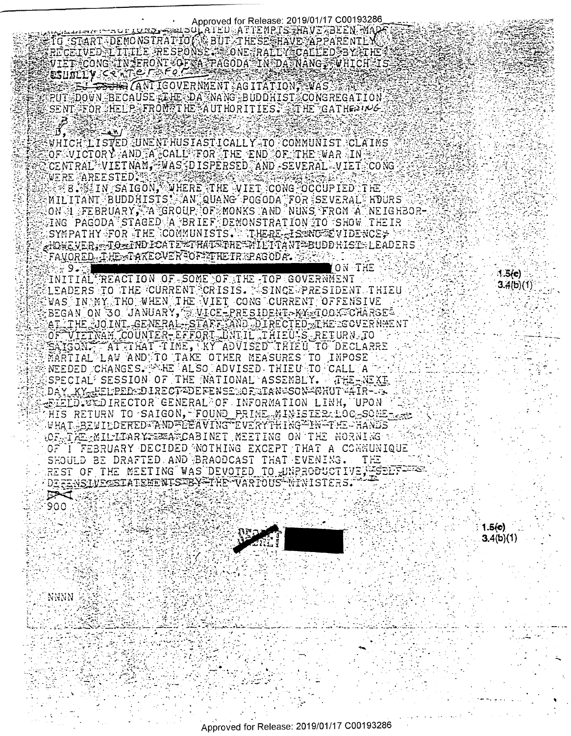...ACTIONS, ISOLATED ATTEMPTS HAVE BEEN MADE TO START DEMONSTRATIONS BUT THESE HAVE APPARENTLY RECEIVED LITTLE RESPONSE. ONE RALLY CALLED BY THE VIET CONG IN FRONT OF A PAGODA IN DA NANG, WHICH IS USUALLY CENTER FOR ANTIGOVERNMENT AGITATION, WAS PUT DOWN BECAUSE THE DA NANG BUDDHIST CONGREGATION SENT FOR HELP FROM THE AUTHORITIES. THE GATHERING B, D, W

WHICH LISTED UNENTHUSIASTICALLY TO COMMUNIST CLAIMS OF VICTORY AND A CALL FOR THE END OF THE WAR IN CENTRAL VIETNAM, WAS DISPERSED AND SEVERAL VIET CONG WERE AREESTED.

8. IN SAIGON, WHERE THE VIET CONG OCCUPIED THE MILITANT BUDDHISTS' AN QUANG POGODA FOR SEVERAL HOURS ON 1 FEBRUARY, A GROUP OF MONKS AND NUNS FROM A NEIGHBORING PAGODA STAGED A BRIEF DEMONSTRATION TO SHOW THEIR SYMPATHY FOR THE COMMUNISTS. THERE IS NO EVIDENCE, HOWEVER, TO INDICATE THAT THE MILITANT BUDDHIST LEADERS FAVORED THE TAKEOVER OF THEIR PAGODA.

9. ██████████████████████████ ON THE INITIAL REACTION OF SOME OF THE TOP GOVERNMENT LEADERS TO THE CURRENT CRISIS. SINCE PRESIDENT THIEU WAS IN MY THO WHEN THE VIET CONG CURRENT OFFENSIVE BEGAN ON 30 JANUARY, VICE-PRESIDENT KY TOOK CHARGE AT THE JOINT GENERAL STAFF AND DIRECTED THE GOVERNMENT OF VIETNAM COUNTER-EFFORT UNTIL THIEU'S RETURN TO SAIGON. AT THAT TIME, KY ADVISED THIEU TO DECLARRE MARTIAL LAW AND TO TAKE OTHER MEASURES TO IMPOSE NEEDED CHANGES. HE ALSO ADVISED THIEU TO CALL A SPECIAL SESSION OF THE NATIONAL ASSEMBLY. THE NEXT DAY KY HELPED DIRECT DEFENSE OF TAN SON NHUT AIR-FIELD. DIRECTOR GENERAL OF INFORMATION LINH, UPON HIS RETURN TO SAIGON, FOUND PRIME MINISTER LOC SOMEWHAT BEWILDERED AND LEAVING EVERYTHING IN THE HANDS OF THE MILITARY. A CABINET MEETING ON THE MORNING OF 1 FEBRUARY DECIDED NOTHING EXCEPT THAT A COMMUNIQUE SHOULD BE DRAFTED AND BRAODCAST THAT EVENING. THE REST OF THE MEETING WAS DEVOTED TO UNPRODUCTIVE, SELF-DEFENSIVE STATEMENTS BY THE VARIOUS MINISTERS.

1.5(c)
3.4(b)(1)

GP-1

900

SECRET ██████

1.5(c)
3.4(b)(1)

NNNN